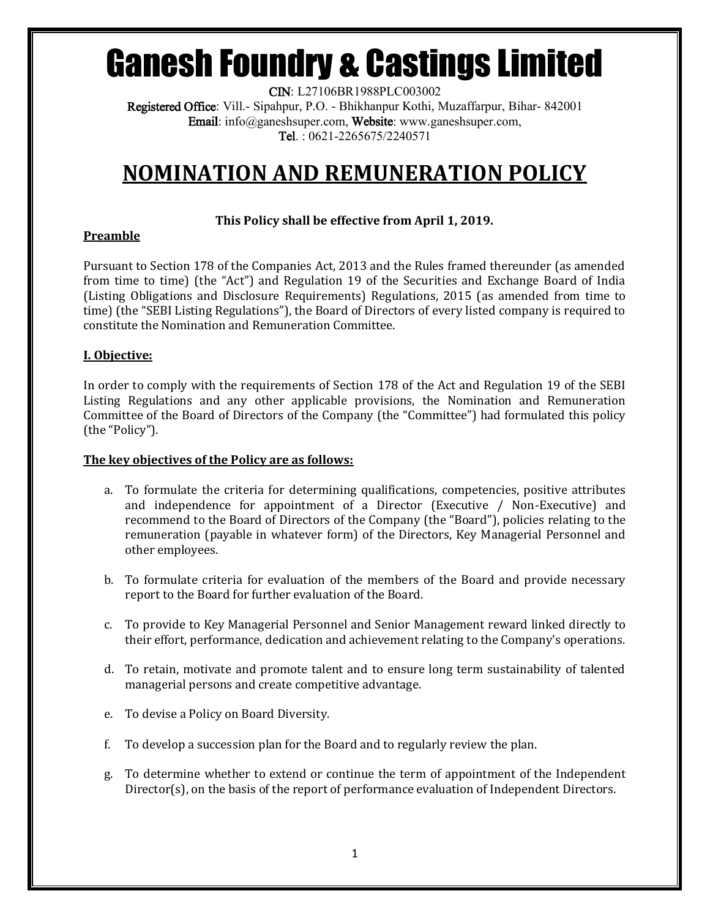# Ganesh Foundry & Castings Limited

**CIN**: L27106BR1988PLC003002
**Registered Office**: Vill.- Sipahpur, P.O. - Bhikhanpur Kothi, Muzaffarpur, Bihar- 842001
**Email**: info@ganeshsuper.com, **Website**: www.ganeshsuper.com,
**Tel**. : 0621-2265675/2240571

## NOMINATION AND REMUNERATION POLICY

**This Policy shall be effective from April 1, 2019.**

### Preamble

Pursuant to Section 178 of the Companies Act, 2013 and the Rules framed thereunder (as amended from time to time) (the "Act") and Regulation 19 of the Securities and Exchange Board of India (Listing Obligations and Disclosure Requirements) Regulations, 2015 (as amended from time to time) (the "SEBI Listing Regulations"), the Board of Directors of every listed company is required to constitute the Nomination and Remuneration Committee.

### I. Objective:

In order to comply with the requirements of Section 178 of the Act and Regulation 19 of the SEBI Listing Regulations and any other applicable provisions, the Nomination and Remuneration Committee of the Board of Directors of the Company (the "Committee") had formulated this policy (the "Policy").

**The key objectives of the Policy are as follows:**

a. To formulate the criteria for determining qualifications, competencies, positive attributes and independence for appointment of a Director (Executive / Non-Executive) and recommend to the Board of Directors of the Company (the "Board"), policies relating to the remuneration (payable in whatever form) of the Directors, Key Managerial Personnel and other employees.

b. To formulate criteria for evaluation of the members of the Board and provide necessary report to the Board for further evaluation of the Board.

c. To provide to Key Managerial Personnel and Senior Management reward linked directly to their effort, performance, dedication and achievement relating to the Company's operations.

d. To retain, motivate and promote talent and to ensure long term sustainability of talented managerial persons and create competitive advantage.

e. To devise a Policy on Board Diversity.

f. To develop a succession plan for the Board and to regularly review the plan.

g. To determine whether to extend or continue the term of appointment of the Independent Director(s), on the basis of the report of performance evaluation of Independent Directors.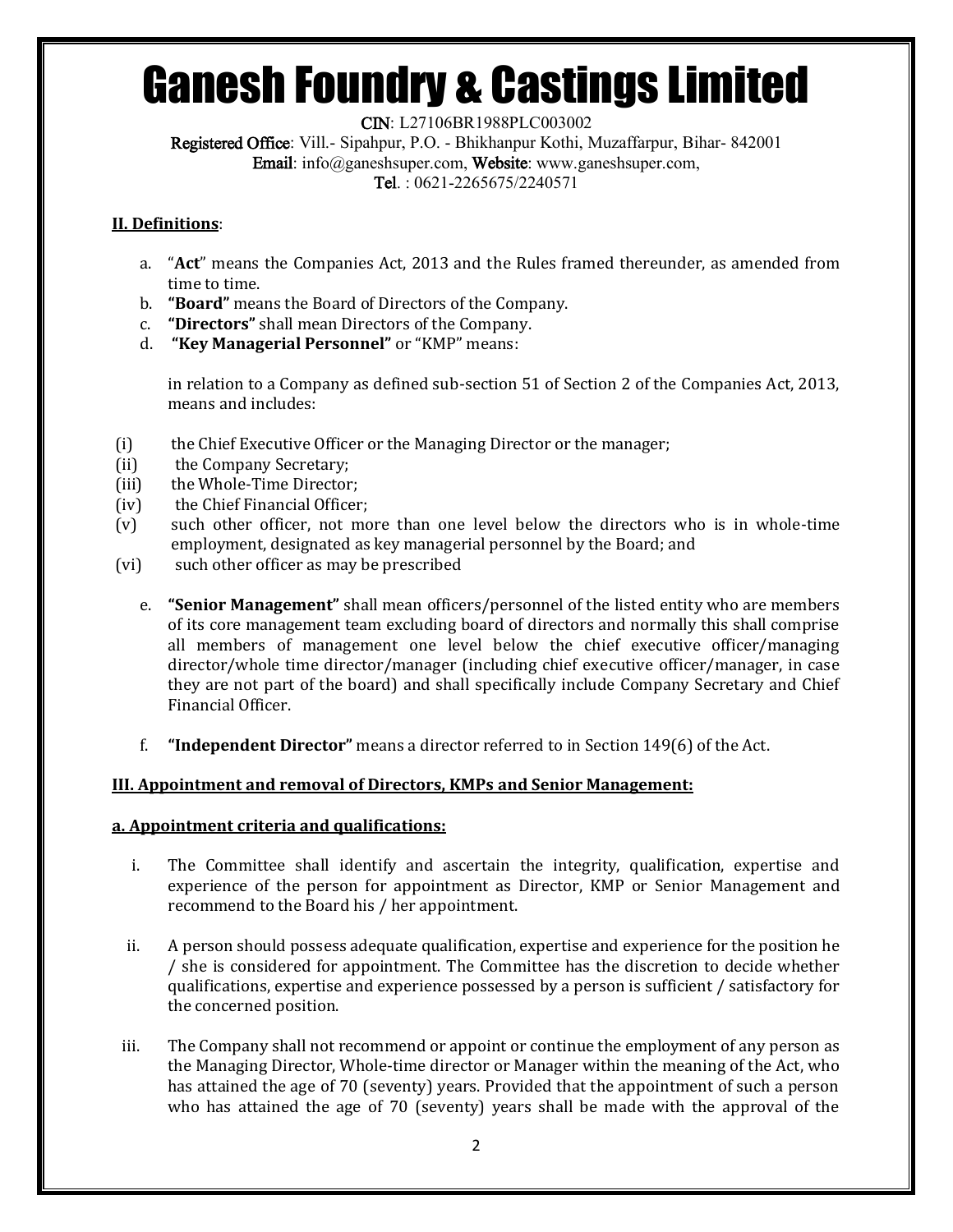# Ganesh Foundry & Castings Limited

**CIN**: L27106BR1988PLC003002
**Registered Office**: Vill.- Sipahpur, P.O. - Bhikhanpur Kothi, Muzaffarpur, Bihar- 842001
**Email**: info@ganeshsuper.com, **Website**: www.ganeshsuper.com,
**Tel**. : 0621-2265675/2240571

## II. Definitions:

a. "**Act**" means the Companies Act, 2013 and the Rules framed thereunder, as amended from time to time.

b. **"Board"** means the Board of Directors of the Company.

c. **"Directors"** shall mean Directors of the Company.

d. **"Key Managerial Personnel"** or "KMP" means:

in relation to a Company as defined sub-section 51 of Section 2 of the Companies Act, 2013, means and includes:

(i) the Chief Executive Officer or the Managing Director or the manager;
(ii) the Company Secretary;
(iii) the Whole-Time Director;
(iv) the Chief Financial Officer;
(v) such other officer, not more than one level below the directors who is in whole-time employment, designated as key managerial personnel by the Board; and
(vi) such other officer as may be prescribed

e. **"Senior Management"** shall mean officers/personnel of the listed entity who are members of its core management team excluding board of directors and normally this shall comprise all members of management one level below the chief executive officer/managing director/whole time director/manager (including chief executive officer/manager, in case they are not part of the board) and shall specifically include Company Secretary and Chief Financial Officer.

f. **"Independent Director"** means a director referred to in Section 149(6) of the Act.

## III. Appointment and removal of Directors, KMPs and Senior Management:

### a. Appointment criteria and qualifications:

i. The Committee shall identify and ascertain the integrity, qualification, expertise and experience of the person for appointment as Director, KMP or Senior Management and recommend to the Board his / her appointment.

ii. A person should possess adequate qualification, expertise and experience for the position he / she is considered for appointment. The Committee has the discretion to decide whether qualifications, expertise and experience possessed by a person is sufficient / satisfactory for the concerned position.

iii. The Company shall not recommend or appoint or continue the employment of any person as the Managing Director, Whole-time director or Manager within the meaning of the Act, who has attained the age of 70 (seventy) years. Provided that the appointment of such a person who has attained the age of 70 (seventy) years shall be made with the approval of the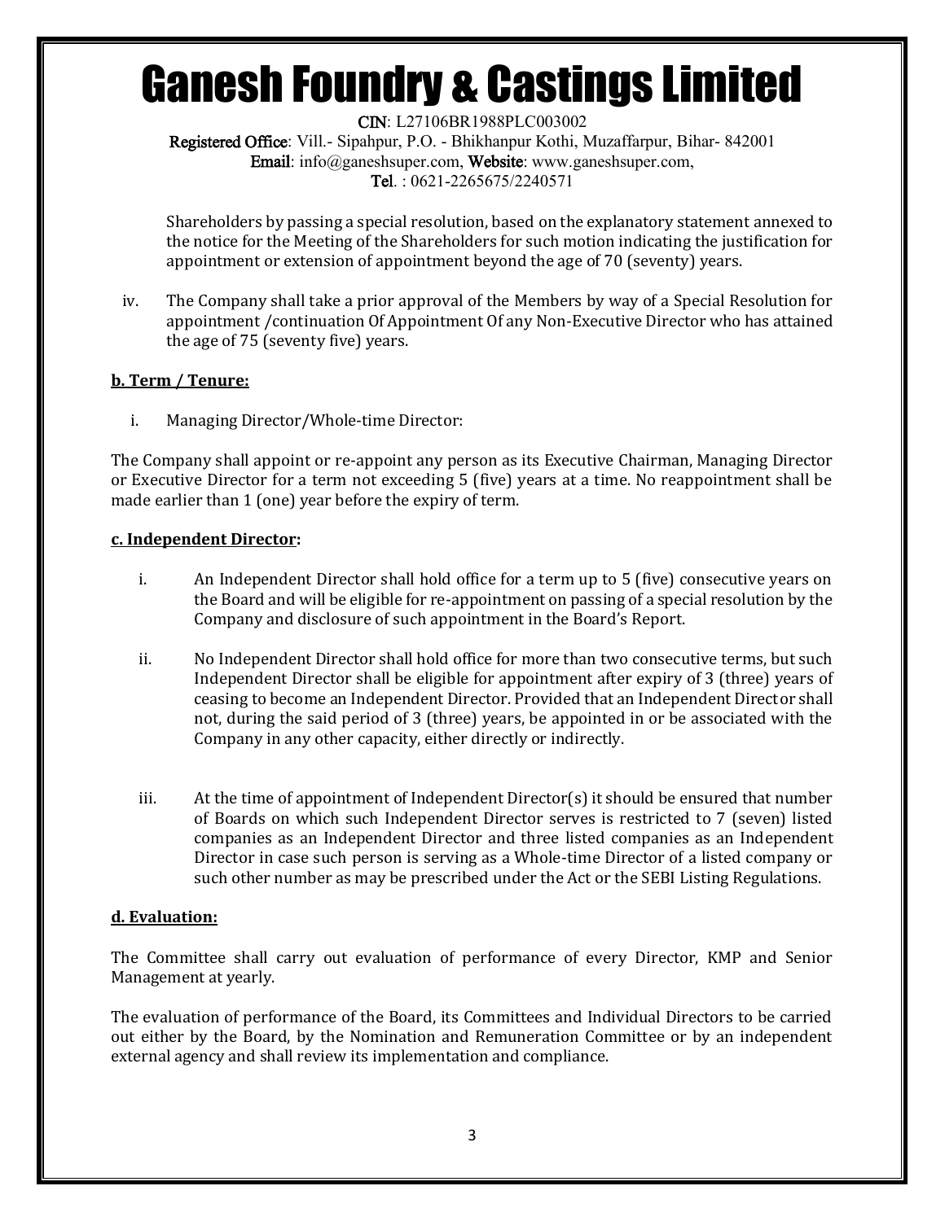Shareholders by passing a special resolution, based on the explanatory statement annexed to the notice for the Meeting of the Shareholders for such motion indicating the justification for appointment or extension of appointment beyond the age of 70 (seventy) years.

iv. The Company shall take a prior approval of the Members by way of a Special Resolution for appointment /continuation Of Appointment Of any Non-Executive Director who has attained the age of 75 (seventy five) years.

**b. Term / Tenure:**

i. Managing Director/Whole-time Director:

The Company shall appoint or re-appoint any person as its Executive Chairman, Managing Director or Executive Director for a term not exceeding 5 (five) years at a time. No reappointment shall be made earlier than 1 (one) year before the expiry of term.

**c. Independent Director:**

i. An Independent Director shall hold office for a term up to 5 (five) consecutive years on the Board and will be eligible for re-appointment on passing of a special resolution by the Company and disclosure of such appointment in the Board's Report.

ii. No Independent Director shall hold office for more than two consecutive terms, but such Independent Director shall be eligible for appointment after expiry of 3 (three) years of ceasing to become an Independent Director. Provided that an Independent Director shall not, during the said period of 3 (three) years, be appointed in or be associated with the Company in any other capacity, either directly or indirectly.

iii. At the time of appointment of Independent Director(s) it should be ensured that number of Boards on which such Independent Director serves is restricted to 7 (seven) listed companies as an Independent Director and three listed companies as an Independent Director in case such person is serving as a Whole-time Director of a listed company or such other number as may be prescribed under the Act or the SEBI Listing Regulations.

**d. Evaluation:**

The Committee shall carry out evaluation of performance of every Director, KMP and Senior Management at yearly.

The evaluation of performance of the Board, its Committees and Individual Directors to be carried out either by the Board, by the Nomination and Remuneration Committee or by an independent external agency and shall review its implementation and compliance.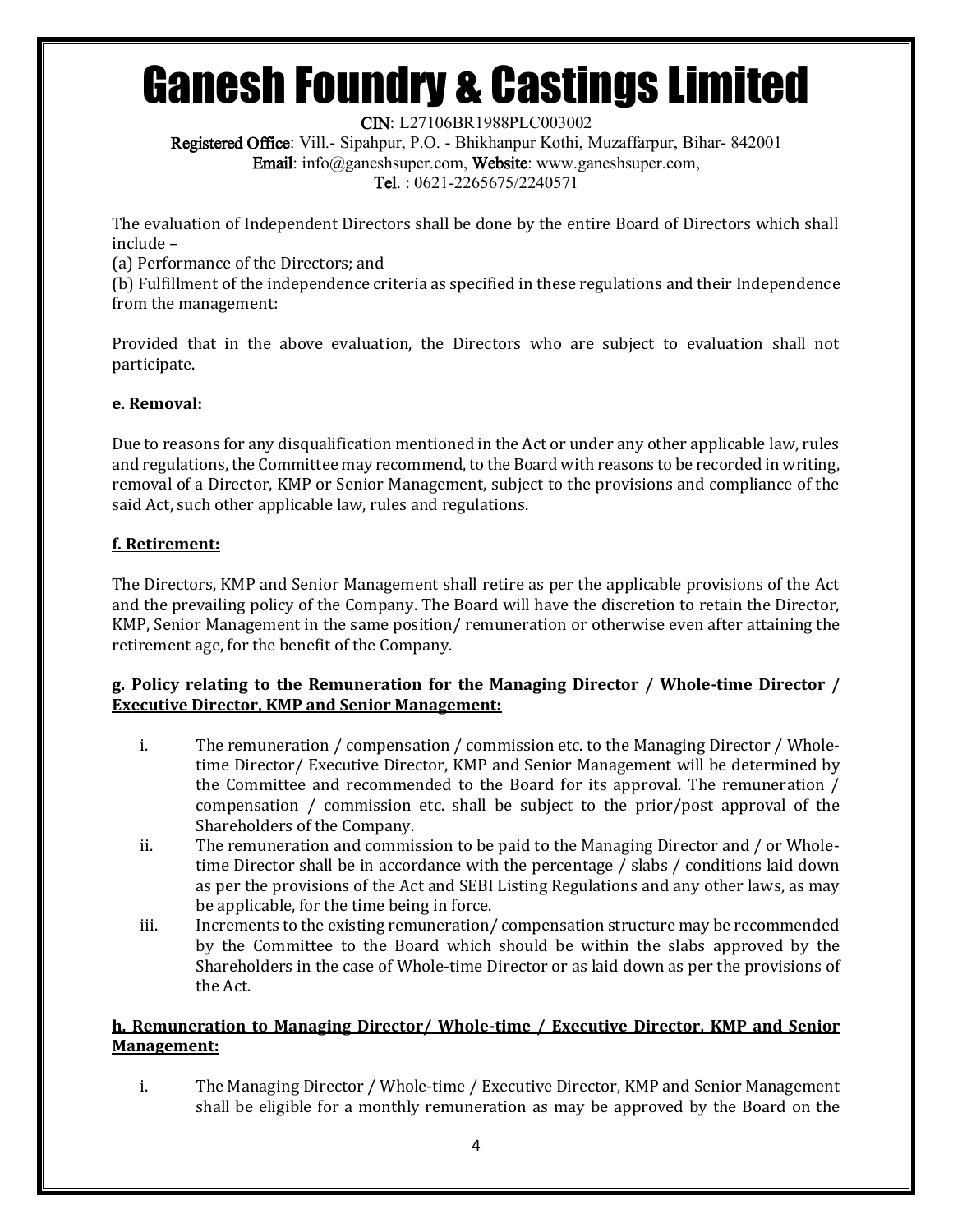The evaluation of Independent Directors shall be done by the entire Board of Directors which shall include –

(a) Performance of the Directors; and

(b) Fulfillment of the independence criteria as specified in these regulations and their Independence from the management:

Provided that in the above evaluation, the Directors who are subject to evaluation shall not participate.

**e. Removal:**

Due to reasons for any disqualification mentioned in the Act or under any other applicable law, rules and regulations, the Committee may recommend, to the Board with reasons to be recorded in writing, removal of a Director, KMP or Senior Management, subject to the provisions and compliance of the said Act, such other applicable law, rules and regulations.

**f. Retirement:**

The Directors, KMP and Senior Management shall retire as per the applicable provisions of the Act and the prevailing policy of the Company. The Board will have the discretion to retain the Director, KMP, Senior Management in the same position/ remuneration or otherwise even after attaining the retirement age, for the benefit of the Company.

**g. Policy relating to the Remuneration for the Managing Director / Whole-time Director / Executive Director, KMP and Senior Management:**

i. The remuneration / compensation / commission etc. to the Managing Director / Whole-time Director/ Executive Director, KMP and Senior Management will be determined by the Committee and recommended to the Board for its approval. The remuneration / compensation / commission etc. shall be subject to the prior/post approval of the Shareholders of the Company.

ii. The remuneration and commission to be paid to the Managing Director and / or Whole-time Director shall be in accordance with the percentage / slabs / conditions laid down as per the provisions of the Act and SEBI Listing Regulations and any other laws, as may be applicable, for the time being in force.

iii. Increments to the existing remuneration/ compensation structure may be recommended by the Committee to the Board which should be within the slabs approved by the Shareholders in the case of Whole-time Director or as laid down as per the provisions of the Act.

**h. Remuneration to Managing Director/ Whole-time / Executive Director, KMP and Senior Management:**

i. The Managing Director / Whole-time / Executive Director, KMP and Senior Management shall be eligible for a monthly remuneration as may be approved by the Board on the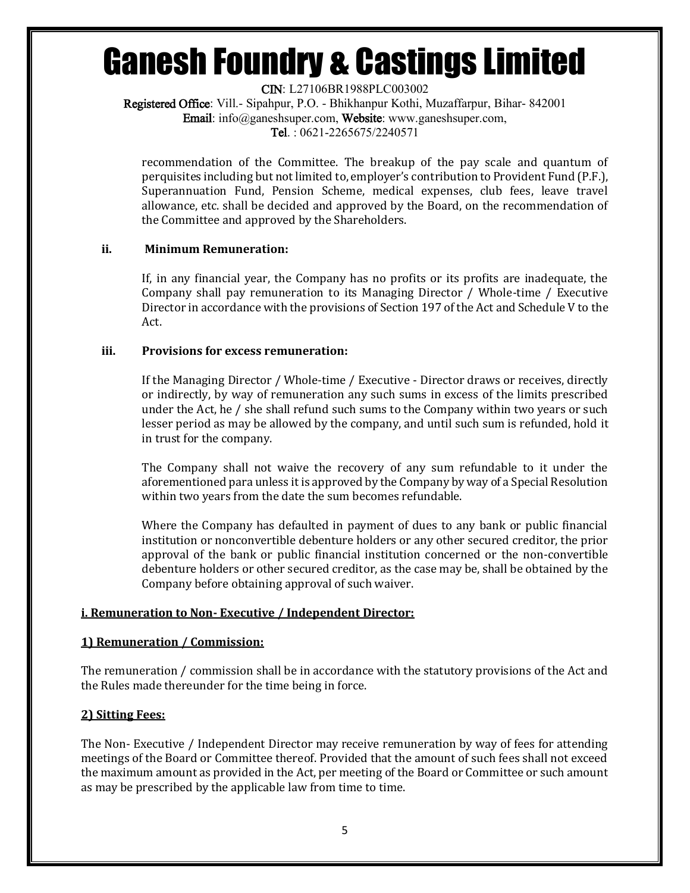recommendation of the Committee. The breakup of the pay scale and quantum of perquisites including but not limited to, employer's contribution to Provident Fund (P.F.), Superannuation Fund, Pension Scheme, medical expenses, club fees, leave travel allowance, etc. shall be decided and approved by the Board, on the recommendation of the Committee and approved by the Shareholders.

**ii. Minimum Remuneration:**

If, in any financial year, the Company has no profits or its profits are inadequate, the Company shall pay remuneration to its Managing Director / Whole-time / Executive Director in accordance with the provisions of Section 197 of the Act and Schedule V to the Act.

**iii. Provisions for excess remuneration:**

If the Managing Director / Whole-time / Executive - Director draws or receives, directly or indirectly, by way of remuneration any such sums in excess of the limits prescribed under the Act, he / she shall refund such sums to the Company within two years or such lesser period as may be allowed by the company, and until such sum is refunded, hold it in trust for the company.

The Company shall not waive the recovery of any sum refundable to it under the aforementioned para unless it is approved by the Company by way of a Special Resolution within two years from the date the sum becomes refundable.

Where the Company has defaulted in payment of dues to any bank or public financial institution or nonconvertible debenture holders or any other secured creditor, the prior approval of the bank or public financial institution concerned or the non-convertible debenture holders or other secured creditor, as the case may be, shall be obtained by the Company before obtaining approval of such waiver.

**i. Remuneration to Non- Executive / Independent Director:**

**1) Remuneration / Commission:**

The remuneration / commission shall be in accordance with the statutory provisions of the Act and the Rules made thereunder for the time being in force.

**2) Sitting Fees:**

The Non- Executive / Independent Director may receive remuneration by way of fees for attending meetings of the Board or Committee thereof. Provided that the amount of such fees shall not exceed the maximum amount as provided in the Act, per meeting of the Board or Committee or such amount as may be prescribed by the applicable law from time to time.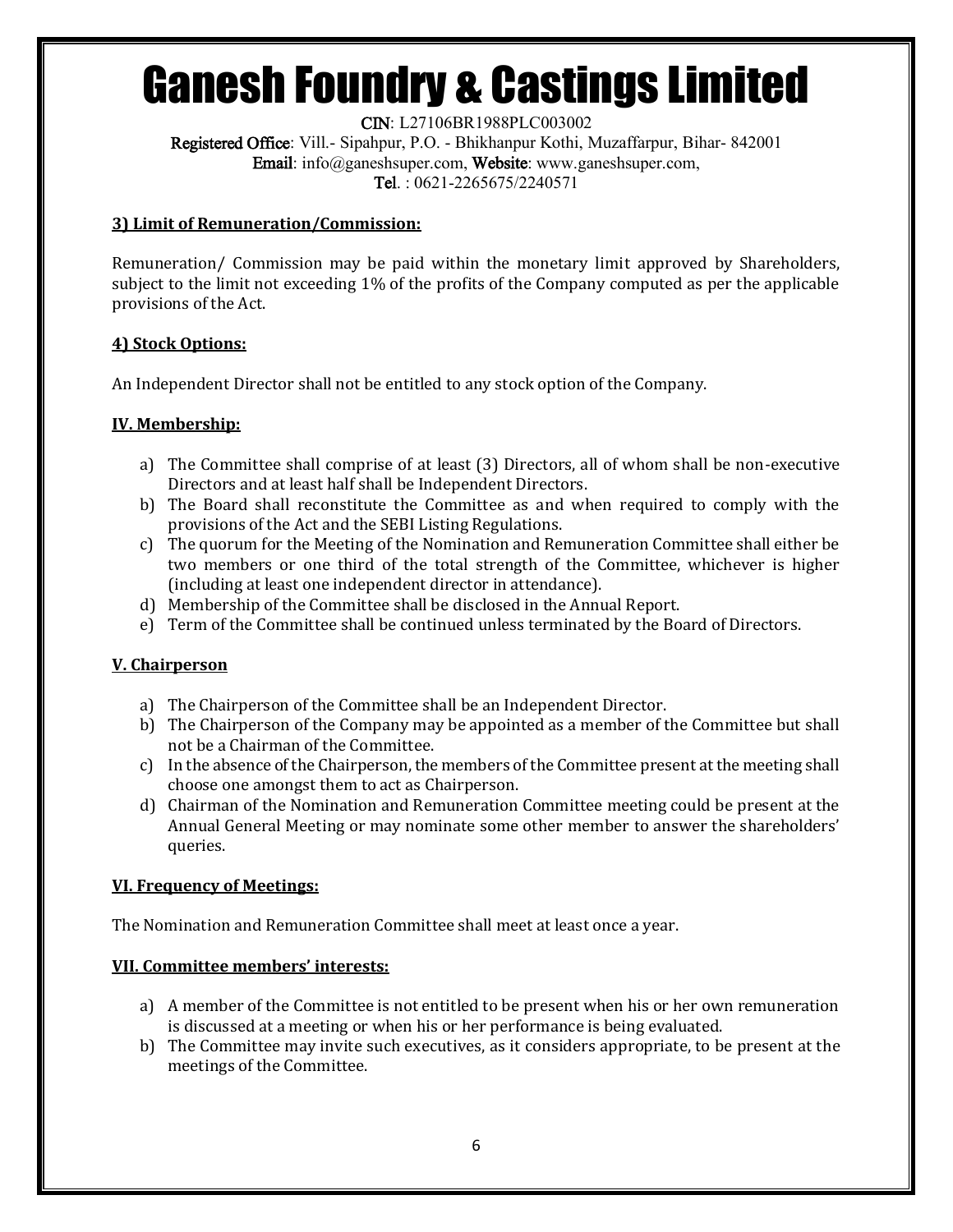### 3) Limit of Remuneration/Commission:

Remuneration/ Commission may be paid within the monetary limit approved by Shareholders, subject to the limit not exceeding 1% of the profits of the Company computed as per the applicable provisions of the Act.

### 4) Stock Options:

An Independent Director shall not be entitled to any stock option of the Company.

## IV. Membership:

a) The Committee shall comprise of at least (3) Directors, all of whom shall be non-executive Directors and at least half shall be Independent Directors.
b) The Board shall reconstitute the Committee as and when required to comply with the provisions of the Act and the SEBI Listing Regulations.
c) The quorum for the Meeting of the Nomination and Remuneration Committee shall either be two members or one third of the total strength of the Committee, whichever is higher (including at least one independent director in attendance).
d) Membership of the Committee shall be disclosed in the Annual Report.
e) Term of the Committee shall be continued unless terminated by the Board of Directors.

## V. Chairperson

a) The Chairperson of the Committee shall be an Independent Director.
b) The Chairperson of the Company may be appointed as a member of the Committee but shall not be a Chairman of the Committee.
c) In the absence of the Chairperson, the members of the Committee present at the meeting shall choose one amongst them to act as Chairperson.
d) Chairman of the Nomination and Remuneration Committee meeting could be present at the Annual General Meeting or may nominate some other member to answer the shareholders' queries.

## VI. Frequency of Meetings:

The Nomination and Remuneration Committee shall meet at least once a year.

## VII. Committee members' interests:

a) A member of the Committee is not entitled to be present when his or her own remuneration is discussed at a meeting or when his or her performance is being evaluated.
b) The Committee may invite such executives, as it considers appropriate, to be present at the meetings of the Committee.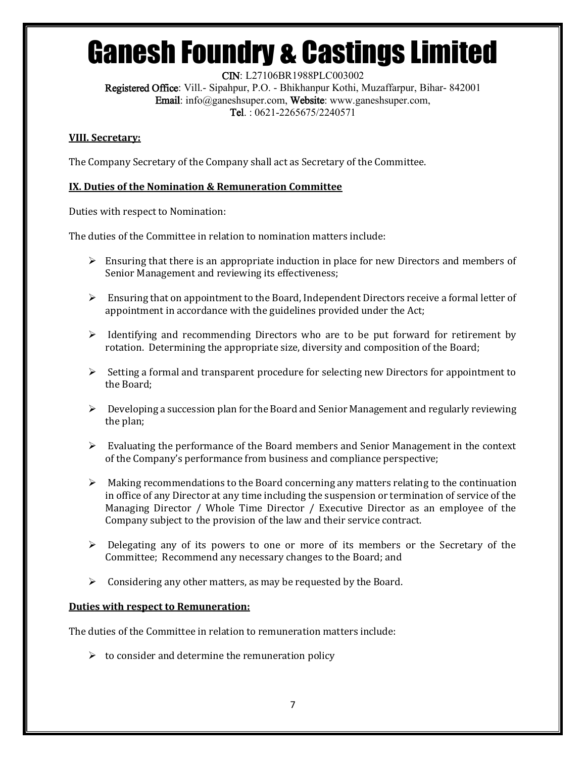### VIII. Secretary:

The Company Secretary of the Company shall act as Secretary of the Committee.

### IX. Duties of the Nomination & Remuneration Committee

Duties with respect to Nomination:

The duties of the Committee in relation to nomination matters include:

- Ensuring that there is an appropriate induction in place for new Directors and members of Senior Management and reviewing its effectiveness;
- Ensuring that on appointment to the Board, Independent Directors receive a formal letter of appointment in accordance with the guidelines provided under the Act;
- Identifying and recommending Directors who are to be put forward for retirement by rotation. Determining the appropriate size, diversity and composition of the Board;
- Setting a formal and transparent procedure for selecting new Directors for appointment to the Board;
- Developing a succession plan for the Board and Senior Management and regularly reviewing the plan;
- Evaluating the performance of the Board members and Senior Management in the context of the Company's performance from business and compliance perspective;
- Making recommendations to the Board concerning any matters relating to the continuation in office of any Director at any time including the suspension or termination of service of the Managing Director / Whole Time Director / Executive Director as an employee of the Company subject to the provision of the law and their service contract.
- Delegating any of its powers to one or more of its members or the Secretary of the Committee; Recommend any necessary changes to the Board; and
- Considering any other matters, as may be requested by the Board.

### Duties with respect to Remuneration:

The duties of the Committee in relation to remuneration matters include:

- to consider and determine the remuneration policy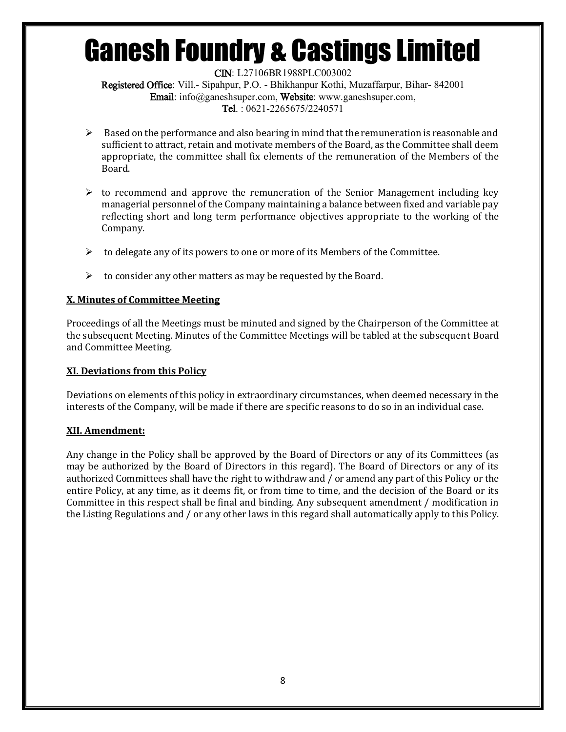- Based on the performance and also bearing in mind that the remuneration is reasonable and sufficient to attract, retain and motivate members of the Board, as the Committee shall deem appropriate, the committee shall fix elements of the remuneration of the Members of the Board.

- to recommend and approve the remuneration of the Senior Management including key managerial personnel of the Company maintaining a balance between fixed and variable pay reflecting short and long term performance objectives appropriate to the working of the Company.

- to delegate any of its powers to one or more of its Members of the Committee.

- to consider any other matters as may be requested by the Board.

**X. Minutes of Committee Meeting**

Proceedings of all the Meetings must be minuted and signed by the Chairperson of the Committee at the subsequent Meeting. Minutes of the Committee Meetings will be tabled at the subsequent Board and Committee Meeting.

**XI. Deviations from this Policy**

Deviations on elements of this policy in extraordinary circumstances, when deemed necessary in the interests of the Company, will be made if there are specific reasons to do so in an individual case.

**XII. Amendment:**

Any change in the Policy shall be approved by the Board of Directors or any of its Committees (as may be authorized by the Board of Directors in this regard). The Board of Directors or any of its authorized Committees shall have the right to withdraw and / or amend any part of this Policy or the entire Policy, at any time, as it deems fit, or from time to time, and the decision of the Board or its Committee in this respect shall be final and binding. Any subsequent amendment / modification in the Listing Regulations and / or any other laws in this regard shall automatically apply to this Policy.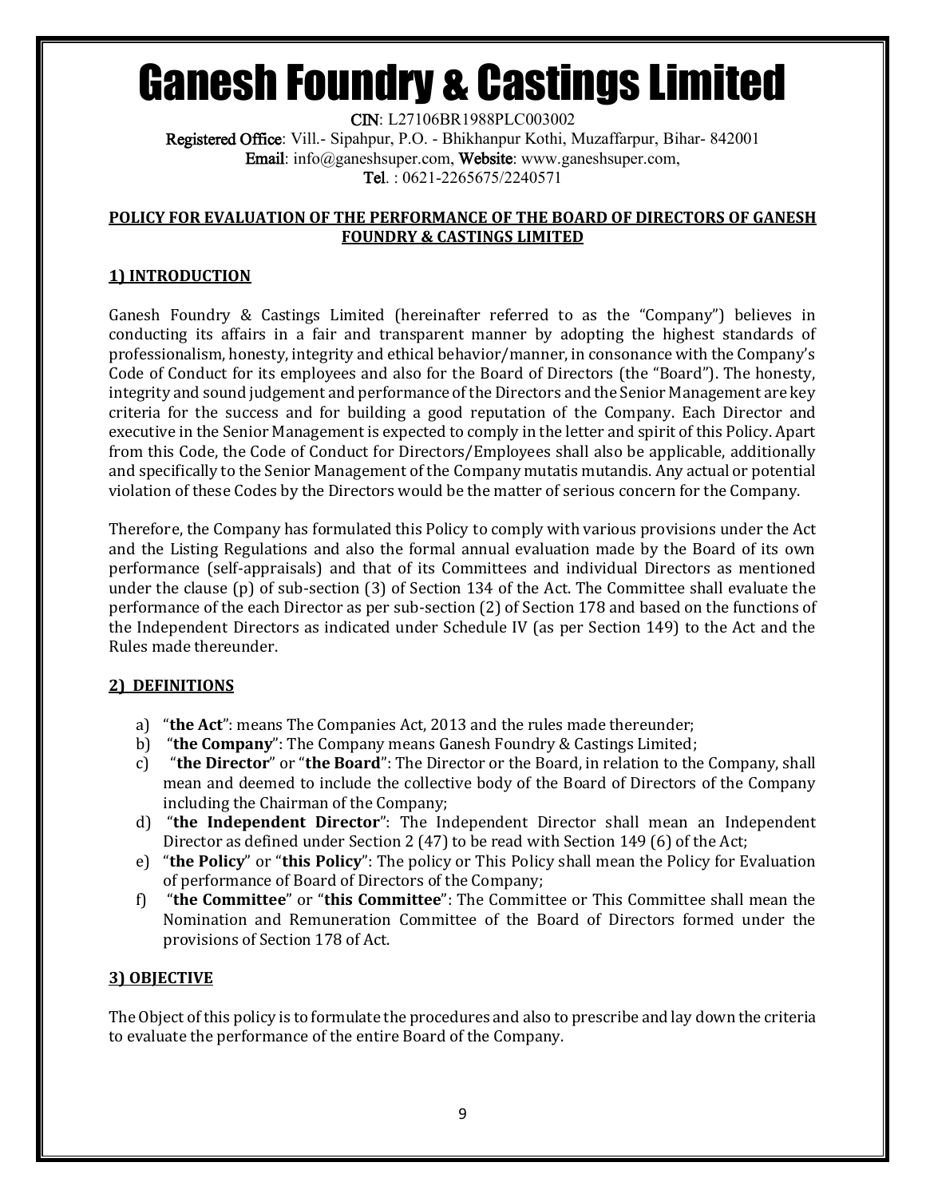# Ganesh Foundry & Castings Limited

**CIN**: L27106BR1988PLC003002
**Registered Office**: Vill.- Sipahpur, P.O. - Bhikhanpur Kothi, Muzaffarpur, Bihar- 842001
**Email**: info@ganeshsuper.com, **Website**: www.ganeshsuper.com,
**Tel**. : 0621-2265675/2240571

## POLICY FOR EVALUATION OF THE PERFORMANCE OF THE BOARD OF DIRECTORS OF GANESH FOUNDRY & CASTINGS LIMITED

### 1) INTRODUCTION

Ganesh Foundry & Castings Limited (hereinafter referred to as the "Company") believes in conducting its affairs in a fair and transparent manner by adopting the highest standards of professionalism, honesty, integrity and ethical behavior/manner, in consonance with the Company's Code of Conduct for its employees and also for the Board of Directors (the "Board"). The honesty, integrity and sound judgement and performance of the Directors and the Senior Management are key criteria for the success and for building a good reputation of the Company. Each Director and executive in the Senior Management is expected to comply in the letter and spirit of this Policy. Apart from this Code, the Code of Conduct for Directors/Employees shall also be applicable, additionally and specifically to the Senior Management of the Company mutatis mutandis. Any actual or potential violation of these Codes by the Directors would be the matter of serious concern for the Company.

Therefore, the Company has formulated this Policy to comply with various provisions under the Act and the Listing Regulations and also the formal annual evaluation made by the Board of its own performance (self-appraisals) and that of its Committees and individual Directors as mentioned under the clause (p) of sub-section (3) of Section 134 of the Act. The Committee shall evaluate the performance of the each Director as per sub-section (2) of Section 178 and based on the functions of the Independent Directors as indicated under Schedule IV (as per Section 149) to the Act and the Rules made thereunder.

### 2) DEFINITIONS

a) "**the Act**": means The Companies Act, 2013 and the rules made thereunder;
b) "**the Company**": The Company means Ganesh Foundry & Castings Limited;
c) "**the Director**" or "**the Board**": The Director or the Board, in relation to the Company, shall mean and deemed to include the collective body of the Board of Directors of the Company including the Chairman of the Company;
d) "**the Independent Director**": The Independent Director shall mean an Independent Director as defined under Section 2 (47) to be read with Section 149 (6) of the Act;
e) "**the Policy**" or "**this Policy**": The policy or This Policy shall mean the Policy for Evaluation of performance of Board of Directors of the Company;
f) "**the Committee**" or "**this Committee**": The Committee or This Committee shall mean the Nomination and Remuneration Committee of the Board of Directors formed under the provisions of Section 178 of Act.

### 3) OBJECTIVE

The Object of this policy is to formulate the procedures and also to prescribe and lay down the criteria to evaluate the performance of the entire Board of the Company.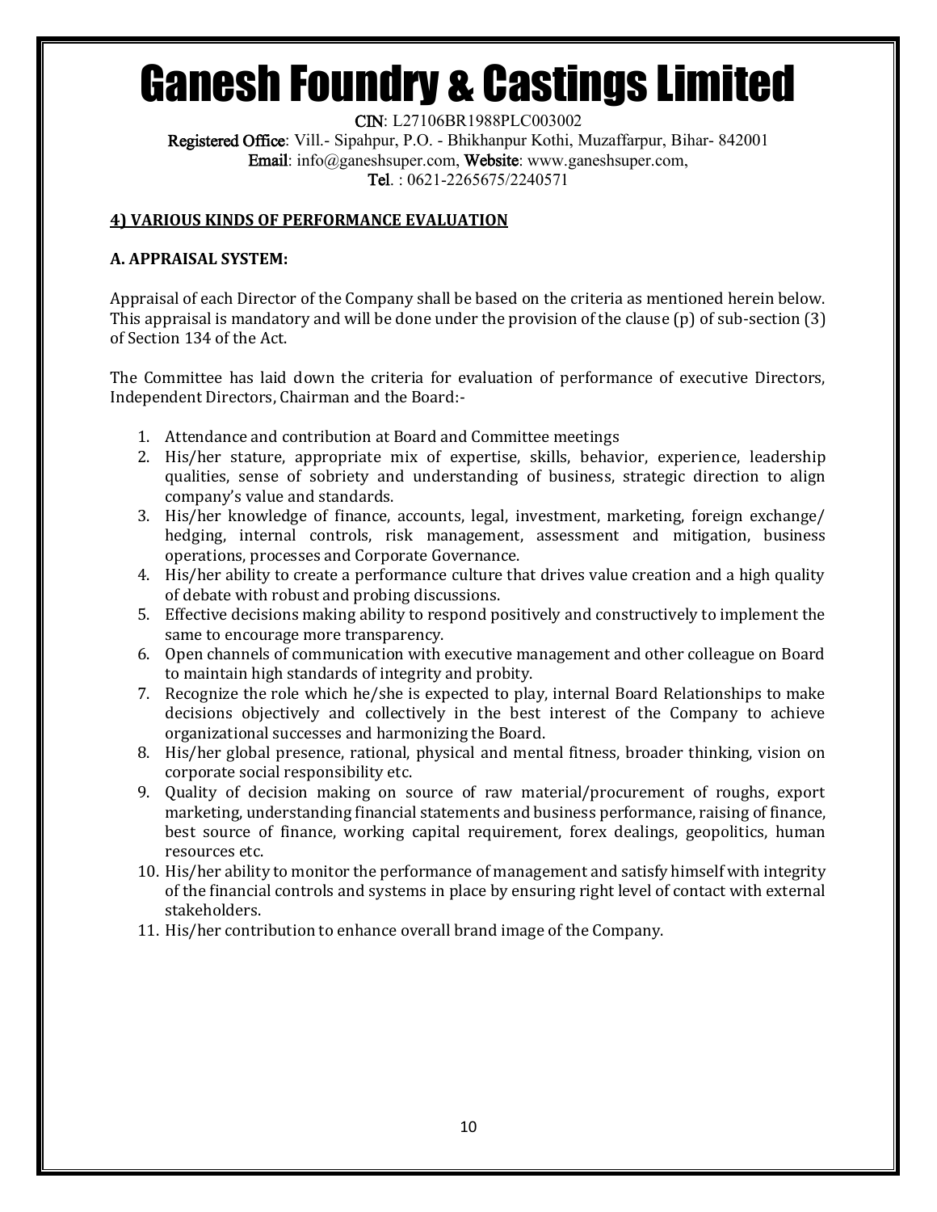# Ganesh Foundry & Castings Limited

**CIN**: L27106BR1988PLC003002
**Registered Office**: Vill.- Sipahpur, P.O. - Bhikhanpur Kothi, Muzaffarpur, Bihar- 842001
**Email**: info@ganeshsuper.com, **Website**: www.ganeshsuper.com,
**Tel**. : 0621-2265675/2240571

## 4) VARIOUS KINDS OF PERFORMANCE EVALUATION

### A. APPRAISAL SYSTEM:

Appraisal of each Director of the Company shall be based on the criteria as mentioned herein below. This appraisal is mandatory and will be done under the provision of the clause (p) of sub-section (3) of Section 134 of the Act.

The Committee has laid down the criteria for evaluation of performance of executive Directors, Independent Directors, Chairman and the Board:-

1. Attendance and contribution at Board and Committee meetings
2. His/her stature, appropriate mix of expertise, skills, behavior, experience, leadership qualities, sense of sobriety and understanding of business, strategic direction to align company's value and standards.
3. His/her knowledge of finance, accounts, legal, investment, marketing, foreign exchange/ hedging, internal controls, risk management, assessment and mitigation, business operations, processes and Corporate Governance.
4. His/her ability to create a performance culture that drives value creation and a high quality of debate with robust and probing discussions.
5. Effective decisions making ability to respond positively and constructively to implement the same to encourage more transparency.
6. Open channels of communication with executive management and other colleague on Board to maintain high standards of integrity and probity.
7. Recognize the role which he/she is expected to play, internal Board Relationships to make decisions objectively and collectively in the best interest of the Company to achieve organizational successes and harmonizing the Board.
8. His/her global presence, rational, physical and mental fitness, broader thinking, vision on corporate social responsibility etc.
9. Quality of decision making on source of raw material/procurement of roughs, export marketing, understanding financial statements and business performance, raising of finance, best source of finance, working capital requirement, forex dealings, geopolitics, human resources etc.
10. His/her ability to monitor the performance of management and satisfy himself with integrity of the financial controls and systems in place by ensuring right level of contact with external stakeholders.
11. His/her contribution to enhance overall brand image of the Company.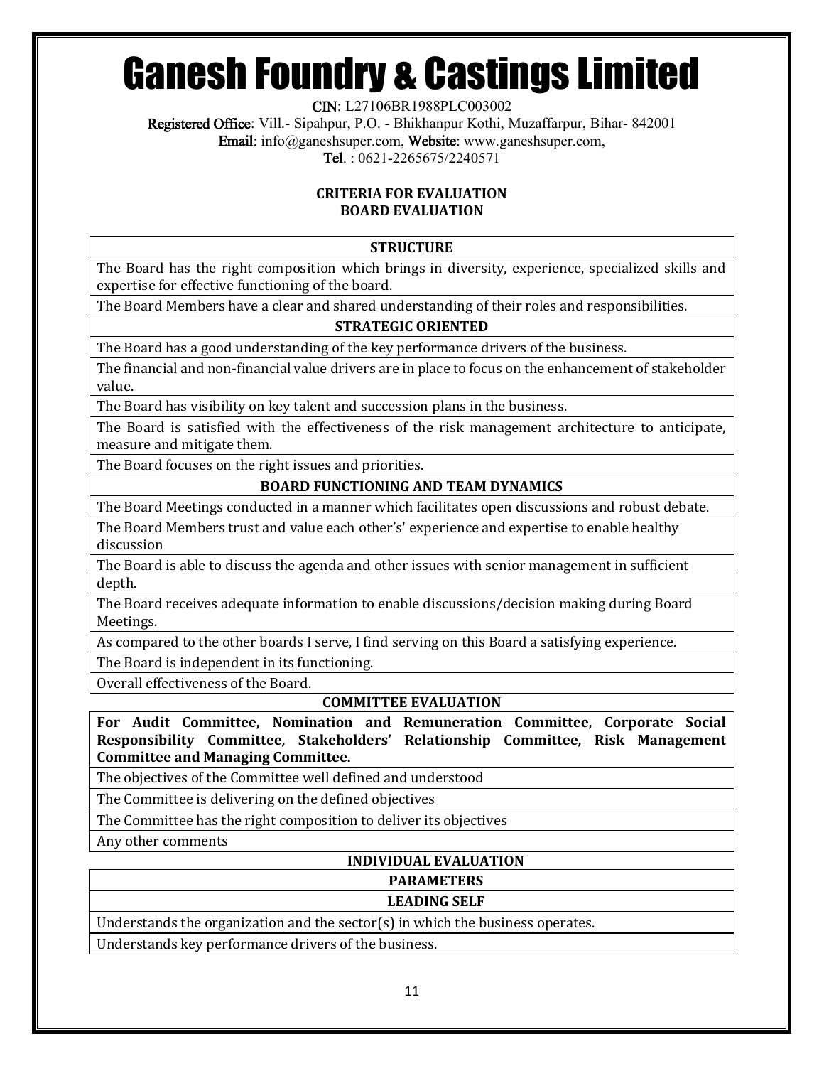# Ganesh Foundry & Castings Limited

CIN: L27106BR1988PLC003002
Registered Office: Vill.- Sipahpur, P.O. - Bhikhanpur Kothi, Muzaffarpur, Bihar- 842001
Email: info@ganeshsuper.com, Website: www.ganeshsuper.com,
Tel. : 0621-2265675/2240571

**CRITERIA FOR EVALUATION**
**BOARD EVALUATION**

| STRUCTURE |
|---|
| The Board has the right composition which brings in diversity, experience, specialized skills and expertise for effective functioning of the board. |
| The Board Members have a clear and shared understanding of their roles and responsibilities. |
| **STRATEGIC ORIENTED** |
| The Board has a good understanding of the key performance drivers of the business. |
| The financial and non-financial value drivers are in place to focus on the enhancement of stakeholder value. |
| The Board has visibility on key talent and succession plans in the business. |
| The Board is satisfied with the effectiveness of the risk management architecture to anticipate, measure and mitigate them. |
| The Board focuses on the right issues and priorities. |
| **BOARD FUNCTIONING AND TEAM DYNAMICS** |
| The Board Meetings conducted in a manner which facilitates open discussions and robust debate. |
| The Board Members trust and value each other's' experience and expertise to enable healthy discussion |
| The Board is able to discuss the agenda and other issues with senior management in sufficient depth. |
| The Board receives adequate information to enable discussions/decision making during Board Meetings. |
| As compared to the other boards I serve, I find serving on this Board a satisfying experience. |
| The Board is independent in its functioning. |
| Overall effectiveness of the Board. |

**COMMITTEE EVALUATION**

| For Audit Committee, Nomination and Remuneration Committee, Corporate Social Responsibility Committee, Stakeholders' Relationship Committee, Risk Management Committee and Managing Committee. |
|---|
| The objectives of the Committee well defined and understood |
| The Committee is delivering on the defined objectives |
| The Committee has the right composition to deliver its objectives |
| Any other comments |

**INDIVIDUAL EVALUATION**

| PARAMETERS |
|---|
| **LEADING SELF** |
| Understands the organization and the sector(s) in which the business operates. |
| Understands key performance drivers of the business. |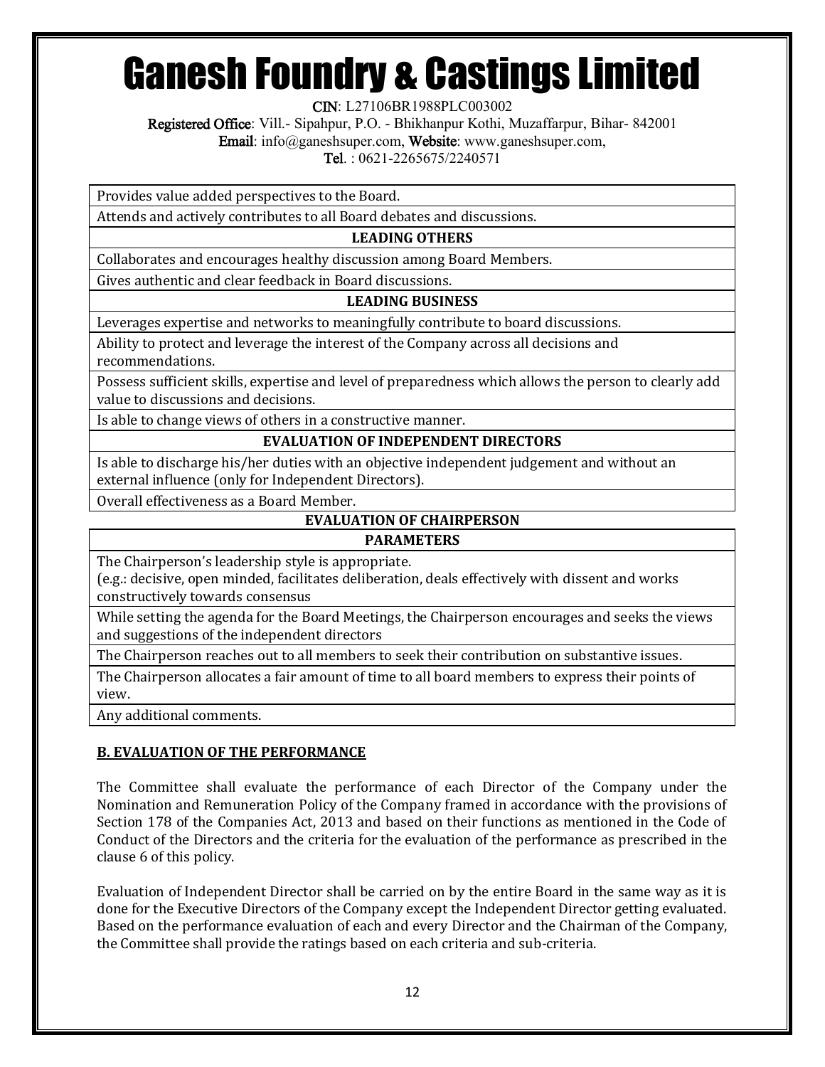| Provides value added perspectives to the Board. |
|---|
| Attends and actively contributes to all Board debates and discussions. |
| **LEADING OTHERS** |
| Collaborates and encourages healthy discussion among Board Members. |
| Gives authentic and clear feedback in Board discussions. |
| **LEADING BUSINESS** |
| Leverages expertise and networks to meaningfully contribute to board discussions. |
| Ability to protect and leverage the interest of the Company across all decisions and recommendations. |
| Possess sufficient skills, expertise and level of preparedness which allows the person to clearly add value to discussions and decisions. |
| Is able to change views of others in a constructive manner. |
| **EVALUATION OF INDEPENDENT DIRECTORS** |
| Is able to discharge his/her duties with an objective independent judgement and without an external influence (only for Independent Directors). |
| Overall effectiveness as a Board Member. |

**EVALUATION OF CHAIRPERSON**

| **PARAMETERS** |
|---|
| The Chairperson's leadership style is appropriate. (e.g.: decisive, open minded, facilitates deliberation, deals effectively with dissent and works constructively towards consensus |
| While setting the agenda for the Board Meetings, the Chairperson encourages and seeks the views and suggestions of the independent directors |
| The Chairperson reaches out to all members to seek their contribution on substantive issues. |
| The Chairperson allocates a fair amount of time to all board members to express their points of view. |
| Any additional comments. |

## B. EVALUATION OF THE PERFORMANCE

The Committee shall evaluate the performance of each Director of the Company under the Nomination and Remuneration Policy of the Company framed in accordance with the provisions of Section 178 of the Companies Act, 2013 and based on their functions as mentioned in the Code of Conduct of the Directors and the criteria for the evaluation of the performance as prescribed in the clause 6 of this policy.

Evaluation of Independent Director shall be carried on by the entire Board in the same way as it is done for the Executive Directors of the Company except the Independent Director getting evaluated. Based on the performance evaluation of each and every Director and the Chairman of the Company, the Committee shall provide the ratings based on each criteria and sub-criteria.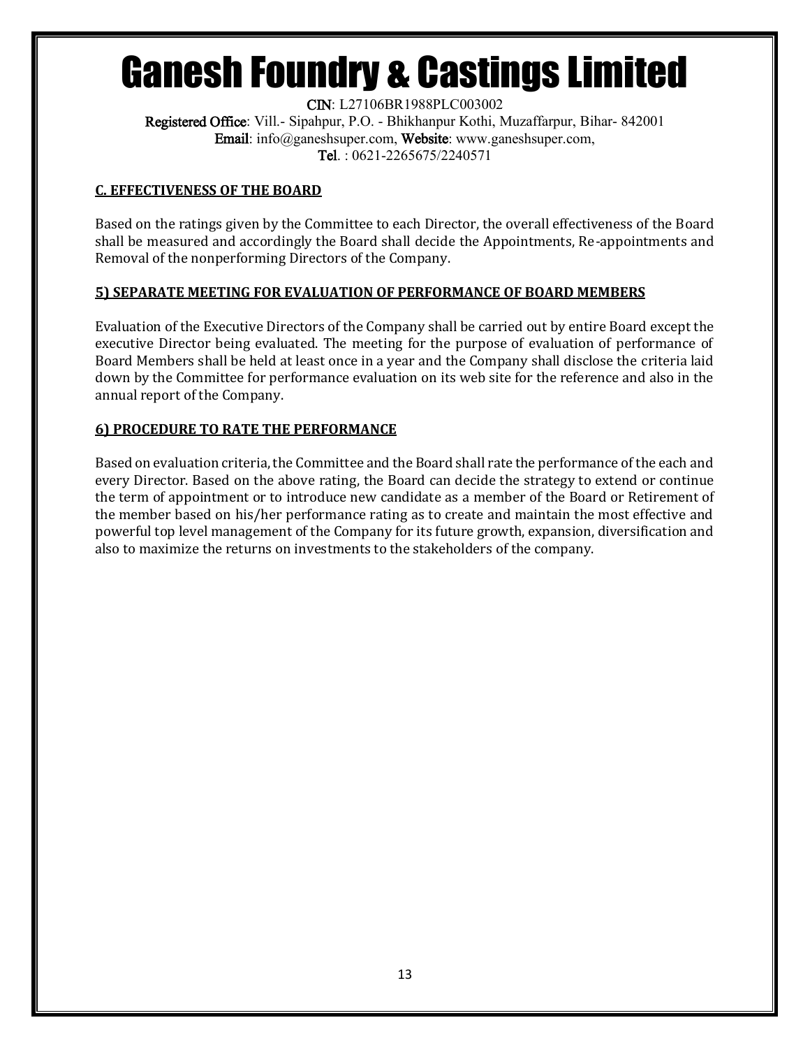### C. EFFECTIVENESS OF THE BOARD

Based on the ratings given by the Committee to each Director, the overall effectiveness of the Board shall be measured and accordingly the Board shall decide the Appointments, Re-appointments and Removal of the nonperforming Directors of the Company.

### 5) SEPARATE MEETING FOR EVALUATION OF PERFORMANCE OF BOARD MEMBERS

Evaluation of the Executive Directors of the Company shall be carried out by entire Board except the executive Director being evaluated. The meeting for the purpose of evaluation of performance of Board Members shall be held at least once in a year and the Company shall disclose the criteria laid down by the Committee for performance evaluation on its web site for the reference and also in the annual report of the Company.

### 6) PROCEDURE TO RATE THE PERFORMANCE

Based on evaluation criteria, the Committee and the Board shall rate the performance of the each and every Director. Based on the above rating, the Board can decide the strategy to extend or continue the term of appointment or to introduce new candidate as a member of the Board or Retirement of the member based on his/her performance rating as to create and maintain the most effective and powerful top level management of the Company for its future growth, expansion, diversification and also to maximize the returns on investments to the stakeholders of the company.